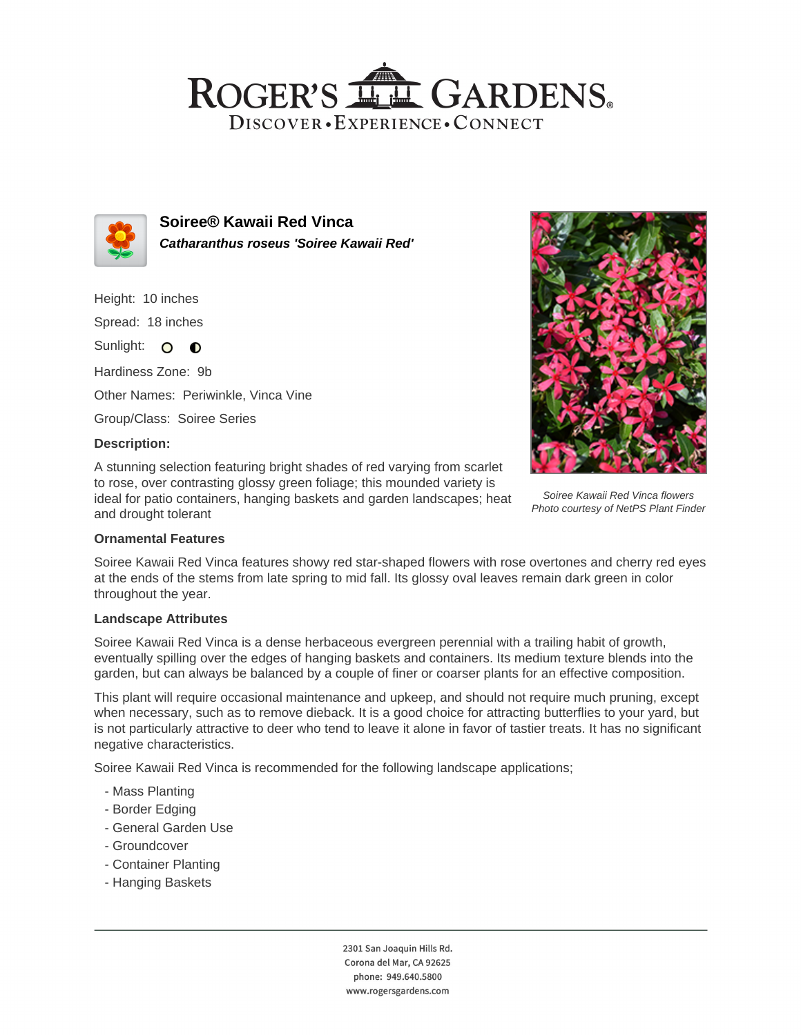# ROGER'S GARDENS

DISCOVER • EXPERIENCE • CONNECT

## Soiree® Kawaii Red Vinca

***Catharanthus roseus 'Soiree Kawaii Red'***

Height: 10 inches

Spread: 18 inches

Sunlight: ○ ◐

Hardiness Zone: 9b

Other Names: Periwinkle, Vinca Vine

Group/Class: Soiree Series

**Description:**

A stunning selection featuring bright shades of red varying from scarlet to rose, over contrasting glossy green foliage; this mounded variety is ideal for patio containers, hanging baskets and garden landscapes; heat and drought tolerant

*Soiree Kawaii Red Vinca flowers*
*Photo courtesy of NetPS Plant Finder*

**Ornamental Features**

Soiree Kawaii Red Vinca features showy red star-shaped flowers with rose overtones and cherry red eyes at the ends of the stems from late spring to mid fall. Its glossy oval leaves remain dark green in color throughout the year.

**Landscape Attributes**

Soiree Kawaii Red Vinca is a dense herbaceous evergreen perennial with a trailing habit of growth, eventually spilling over the edges of hanging baskets and containers. Its medium texture blends into the garden, but can always be balanced by a couple of finer or coarser plants for an effective composition.

This plant will require occasional maintenance and upkeep, and should not require much pruning, except when necessary, such as to remove dieback. It is a good choice for attracting butterflies to your yard, but is not particularly attractive to deer who tend to leave it alone in favor of tastier treats. It has no significant negative characteristics.

Soiree Kawaii Red Vinca is recommended for the following landscape applications;

- Mass Planting
- Border Edging
- General Garden Use
- Groundcover
- Container Planting
- Hanging Baskets

2301 San Joaquin Hills Rd.
Corona del Mar, CA 92625
phone: 949.640.5800
www.rogersgardens.com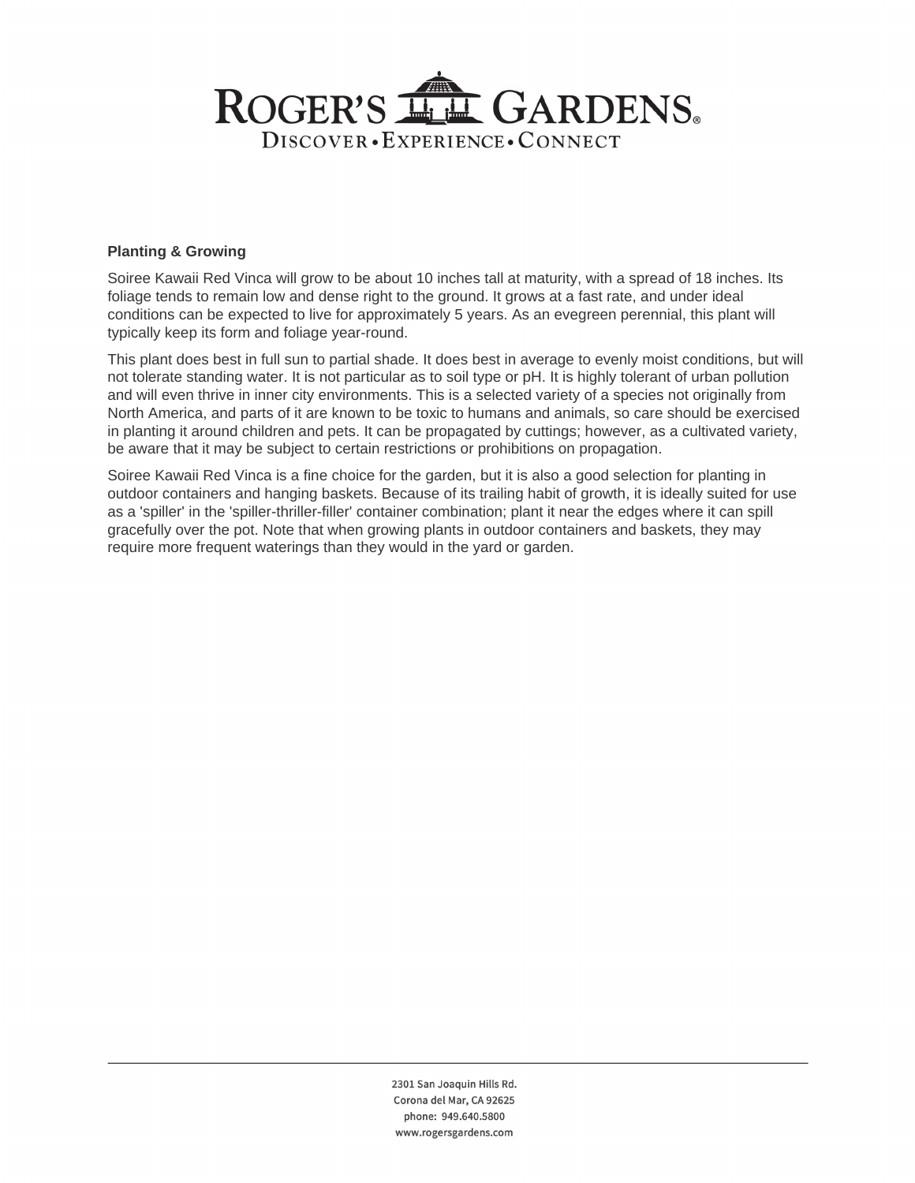**Planting & Growing**

Soiree Kawaii Red Vinca will grow to be about 10 inches tall at maturity, with a spread of 18 inches. Its foliage tends to remain low and dense right to the ground. It grows at a fast rate, and under ideal conditions can be expected to live for approximately 5 years. As an evegreen perennial, this plant will typically keep its form and foliage year-round.

This plant does best in full sun to partial shade. It does best in average to evenly moist conditions, but will not tolerate standing water. It is not particular as to soil type or pH. It is highly tolerant of urban pollution and will even thrive in inner city environments. This is a selected variety of a species not originally from North America, and parts of it are known to be toxic to humans and animals, so care should be exercised in planting it around children and pets. It can be propagated by cuttings; however, as a cultivated variety, be aware that it may be subject to certain restrictions or prohibitions on propagation.

Soiree Kawaii Red Vinca is a fine choice for the garden, but it is also a good selection for planting in outdoor containers and hanging baskets. Because of its trailing habit of growth, it is ideally suited for use as a 'spiller' in the 'spiller-thriller-filler' container combination; plant it near the edges where it can spill gracefully over the pot. Note that when growing plants in outdoor containers and baskets, they may require more frequent waterings than they would in the yard or garden.